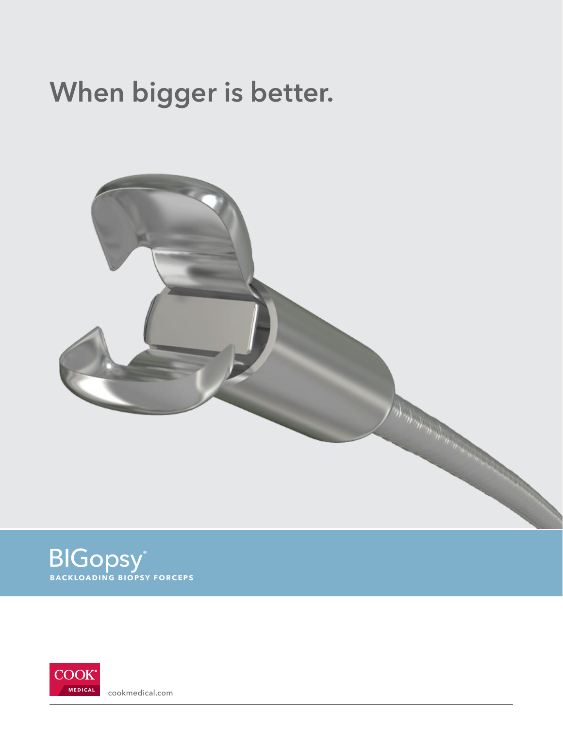# When bigger is better.

BIGopsy®

**BACKLOADING BIOPSY FORCEPS**

COOK® MEDICAL

cookmedical.com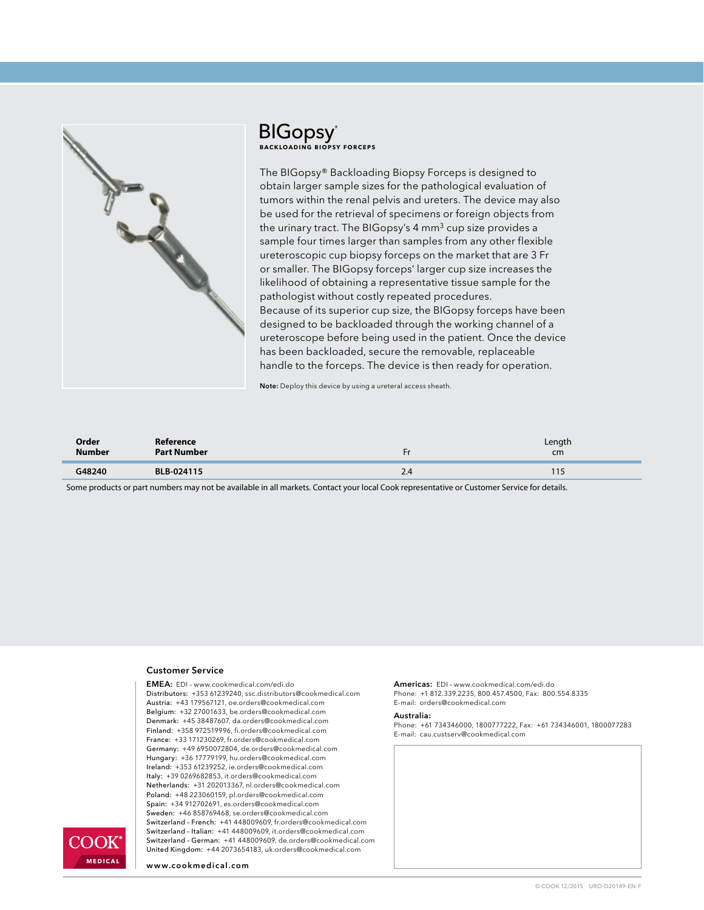# BIGopsy®

**BACKLOADING BIOPSY FORCEPS**

The BIGopsy® Backloading Biopsy Forceps is designed to obtain larger sample sizes for the pathological evaluation of tumors within the renal pelvis and ureters. The device may also be used for the retrieval of specimens or foreign objects from the urinary tract. The BIGopsy's 4 $mm^3$ cup size provides a sample four times larger than samples from any other flexible ureteroscopic cup biopsy forceps on the market that are 3 Fr or smaller. The BIGopsy forceps' larger cup size increases the likelihood of obtaining a representative tissue sample for the pathologist without costly repeated procedures.
Because of its superior cup size, the BIGopsy forceps have been designed to be backloaded through the working channel of a ureteroscope before being used in the patient. Once the device has been backloaded, secure the removable, replaceable handle to the forceps. The device is then ready for operation.

**Note:** Deploy this device by using a ureteral access sheath.

| Order Number | Reference Part Number | Fr | Length cm |
|---|---|---|---|
| G48240 | BLB-024115 | 2.4 | 115 |

Some products or part numbers may not be available in all markets. Contact your local Cook representative or Customer Service for details.

## Customer Service

**EMEA:** EDI – www.cookmedical.com/edi.do
Distributors: +353 61239240, ssc.distributors@cookmedical.com
Austria: +43 179567121, oe.orders@cookmedical.com
Belgium: +32 27001633, be.orders@cookmedical.com
Denmark: +45 38487607, da.orders@cookmedical.com
Finland: +358 972519996, fi.orders@cookmedical.com
France: +33 171230269, fr.orders@cookmedical.com
Germany: +49 6950072804, de.orders@cookmedical.com
Hungary: +36 17779199, hu.orders@cookmedical.com
Ireland: +353 61239252, ie.orders@cookmedical.com
Italy: +39 0269682853, it.orders@cookmedical.com
Netherlands: +31 202013367, nl.orders@cookmedical.com
Poland: +48 223060159, pl.orders@cookmedical.com
Spain: +34 912702691, es.orders@cookmedical.com
Sweden: +46 858769468, se.orders@cookmedical.com
Switzerland – French: +41 448009609, fr.orders@cookmedical.com
Switzerland – Italian: +41 448009609, it.orders@cookmedical.com
Switzerland – German: +41 448009609, de.orders@cookmedical.com
United Kingdom: +44 2073654183, uk.orders@cookmedical.com

**Americas:** EDI – www.cookmedical.com/edi.do
Phone: +1 812.339.2235, 800.457.4500, Fax: 800.554.8335
E-mail: orders@cookmedical.com

**Australia:**
Phone: +61 734346000, 1800777222, Fax: +61 734346001, 1800077283
E-mail: cau.custserv@cookmedical.com

COOK® MEDICAL

www.cookmedical.com

© COOK 12/2015 URO-D20149-EN-F